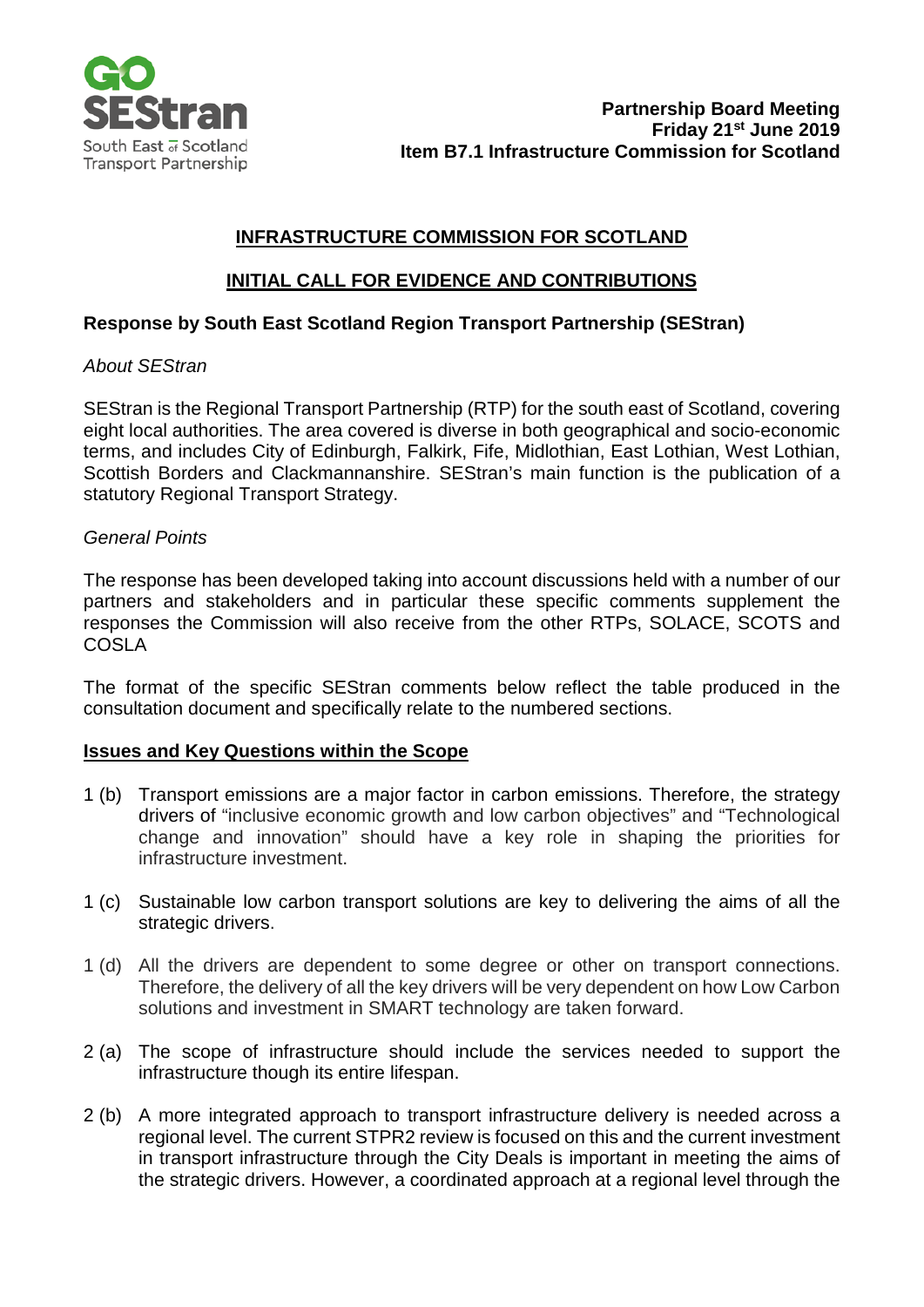**Partnership Board Meeting**
**Friday 21st June 2019**
**Item B7.1 Infrastructure Commission for Scotland**

## INFRASTRUCTURE COMMISSION FOR SCOTLAND

## INITIAL CALL FOR EVIDENCE AND CONTRIBUTIONS

### Response by South East Scotland Region Transport Partnership (SEStran)

*About SEStran*

SEStran is the Regional Transport Partnership (RTP) for the south east of Scotland, covering eight local authorities. The area covered is diverse in both geographical and socio-economic terms, and includes City of Edinburgh, Falkirk, Fife, Midlothian, East Lothian, West Lothian, Scottish Borders and Clackmannanshire. SEStran's main function is the publication of a statutory Regional Transport Strategy.

*General Points*

The response has been developed taking into account discussions held with a number of our partners and stakeholders and in particular these specific comments supplement the responses the Commission will also receive from the other RTPs, SOLACE, SCOTS and COSLA

The format of the specific SEStran comments below reflect the table produced in the consultation document and specifically relate to the numbered sections.

### Issues and Key Questions within the Scope

1 (b) Transport emissions are a major factor in carbon emissions. Therefore, the strategy drivers of "inclusive economic growth and low carbon objectives" and "Technological change and innovation" should have a key role in shaping the priorities for infrastructure investment.

1 (c) Sustainable low carbon transport solutions are key to delivering the aims of all the strategic drivers.

1 (d) All the drivers are dependent to some degree or other on transport connections. Therefore, the delivery of all the key drivers will be very dependent on how Low Carbon solutions and investment in SMART technology are taken forward.

2 (a) The scope of infrastructure should include the services needed to support the infrastructure though its entire lifespan.

2 (b) A more integrated approach to transport infrastructure delivery is needed across a regional level. The current STPR2 review is focused on this and the current investment in transport infrastructure through the City Deals is important in meeting the aims of the strategic drivers. However, a coordinated approach at a regional level through the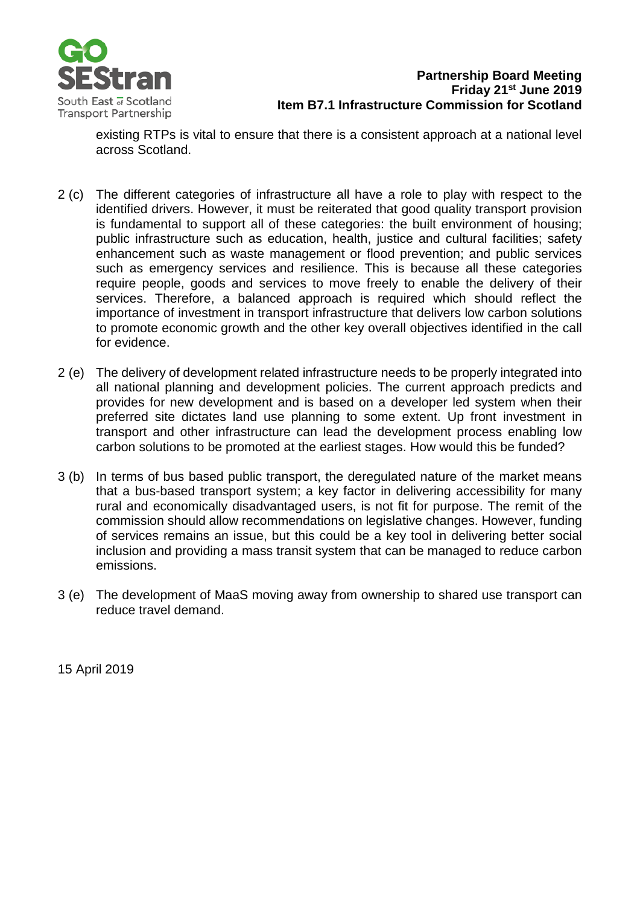existing RTPs is vital to ensure that there is a consistent approach at a national level across Scotland.

2 (c) The different categories of infrastructure all have a role to play with respect to the identified drivers. However, it must be reiterated that good quality transport provision is fundamental to support all of these categories: the built environment of housing; public infrastructure such as education, health, justice and cultural facilities; safety enhancement such as waste management or flood prevention; and public services such as emergency services and resilience. This is because all these categories require people, goods and services to move freely to enable the delivery of their services. Therefore, a balanced approach is required which should reflect the importance of investment in transport infrastructure that delivers low carbon solutions to promote economic growth and the other key overall objectives identified in the call for evidence.

2 (e) The delivery of development related infrastructure needs to be properly integrated into all national planning and development policies. The current approach predicts and provides for new development and is based on a developer led system when their preferred site dictates land use planning to some extent. Up front investment in transport and other infrastructure can lead the development process enabling low carbon solutions to be promoted at the earliest stages. How would this be funded?

3 (b) In terms of bus based public transport, the deregulated nature of the market means that a bus-based transport system; a key factor in delivering accessibility for many rural and economically disadvantaged users, is not fit for purpose. The remit of the commission should allow recommendations on legislative changes. However, funding of services remains an issue, but this could be a key tool in delivering better social inclusion and providing a mass transit system that can be managed to reduce carbon emissions.

3 (e) The development of MaaS moving away from ownership to shared use transport can reduce travel demand.

15 April 2019